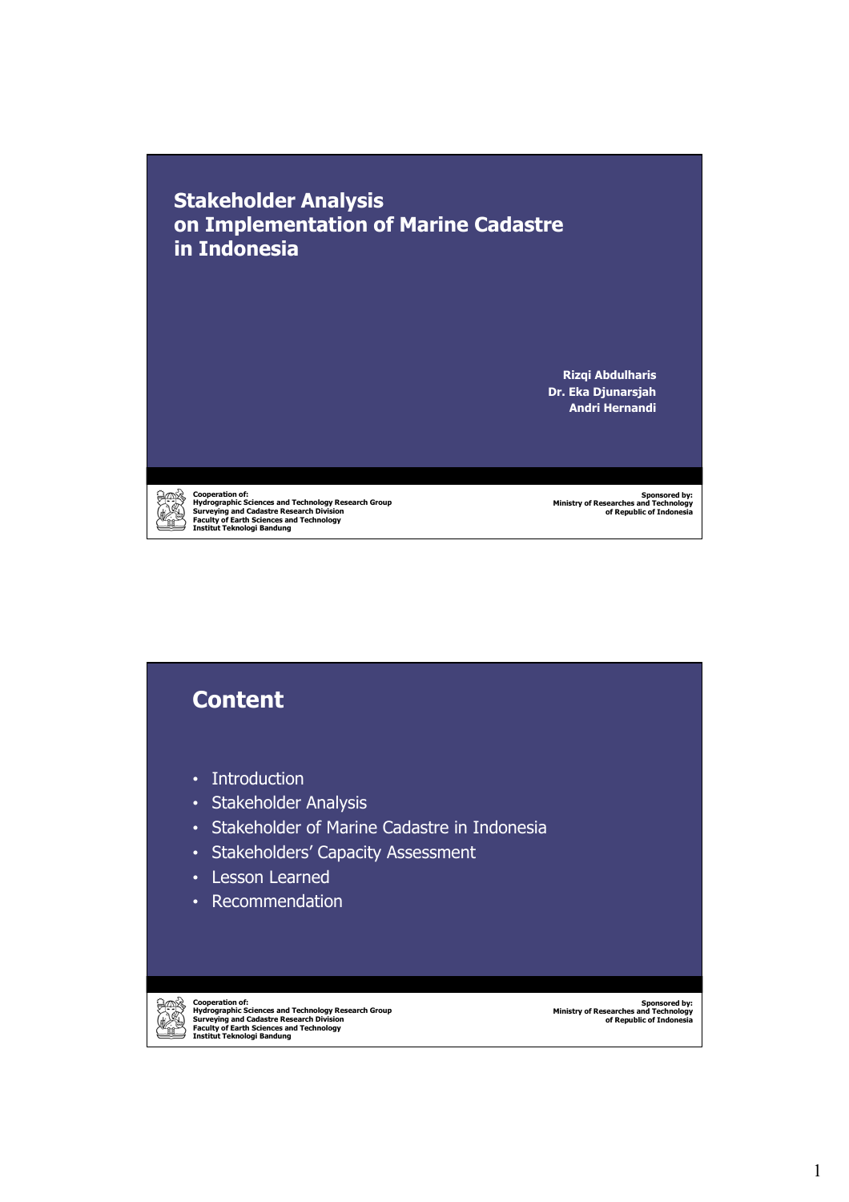# Stakeholder Analysis on Implementation of Marine Cadastre in Indonesia

**Rizqi Abdulharis**
**Dr. Eka Djunarsjah**
**Andri Hernandi**

**Cooperation of:**
**Hydrographic Sciences and Technology Research Group**
**Surveying and Cadastre Research Division**
**Faculty of Earth Sciences and Technology**
**Institut Teknologi Bandung**

**Sponsored by:**
**Ministry of Researches and Technology of Republic of Indonesia**

## Content

- Introduction
- Stakeholder Analysis
- Stakeholder of Marine Cadastre in Indonesia
- Stakeholders' Capacity Assessment
- Lesson Learned
- Recommendation

**Cooperation of:**
**Hydrographic Sciences and Technology Research Group**
**Surveying and Cadastre Research Division**
**Faculty of Earth Sciences and Technology**
**Institut Teknologi Bandung**

**Sponsored by:**
**Ministry of Researches and Technology of Republic of Indonesia**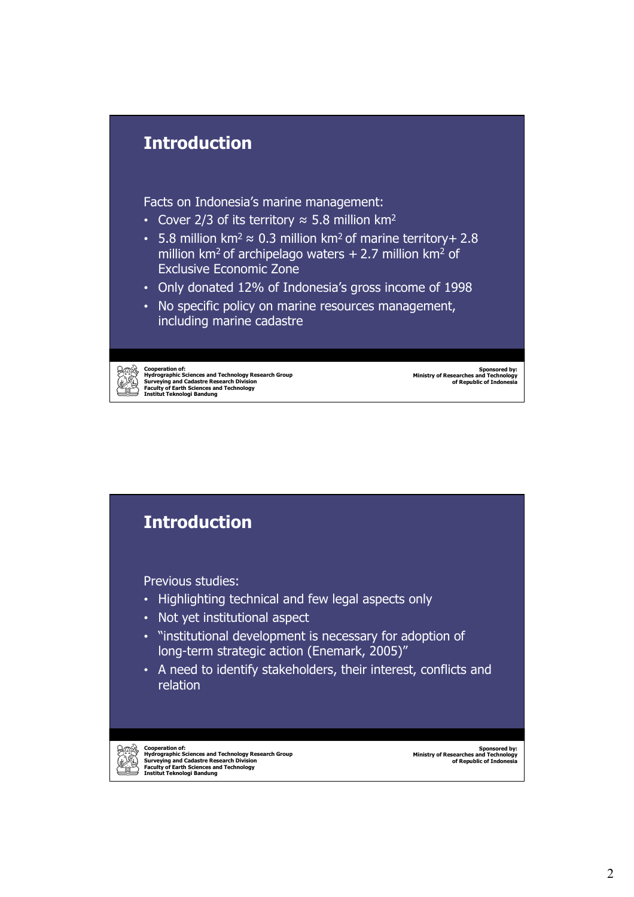## Introduction

Facts on Indonesia's marine management:

- Cover 2/3 of its territory ≈ 5.8 million $km^2$
- 5.8 million $km^2$ ≈ 0.3 million $km^2$ of marine territory+ 2.8 million $km^2$ of archipelago waters + 2.7 million $km^2$ of Exclusive Economic Zone
- Only donated 12% of Indonesia's gross income of 1998
- No specific policy on marine resources management, including marine cadastre

Cooperation of:
Hydrographic Sciences and Technology Research Group
Surveying and Cadastre Research Division
Faculty of Earth Sciences and Technology
Institut Teknologi Bandung

Sponsored by:
Ministry of Researches and Technology
of Republic of Indonesia

## Introduction

Previous studies:

- Highlighting technical and few legal aspects only
- Not yet institutional aspect
- "institutional development is necessary for adoption of long-term strategic action (Enemark, 2005)"
- A need to identify stakeholders, their interest, conflicts and relation

Cooperation of:
Hydrographic Sciences and Technology Research Group
Surveying and Cadastre Research Division
Faculty of Earth Sciences and Technology
Institut Teknologi Bandung

Sponsored by:
Ministry of Researches and Technology
of Republic of Indonesia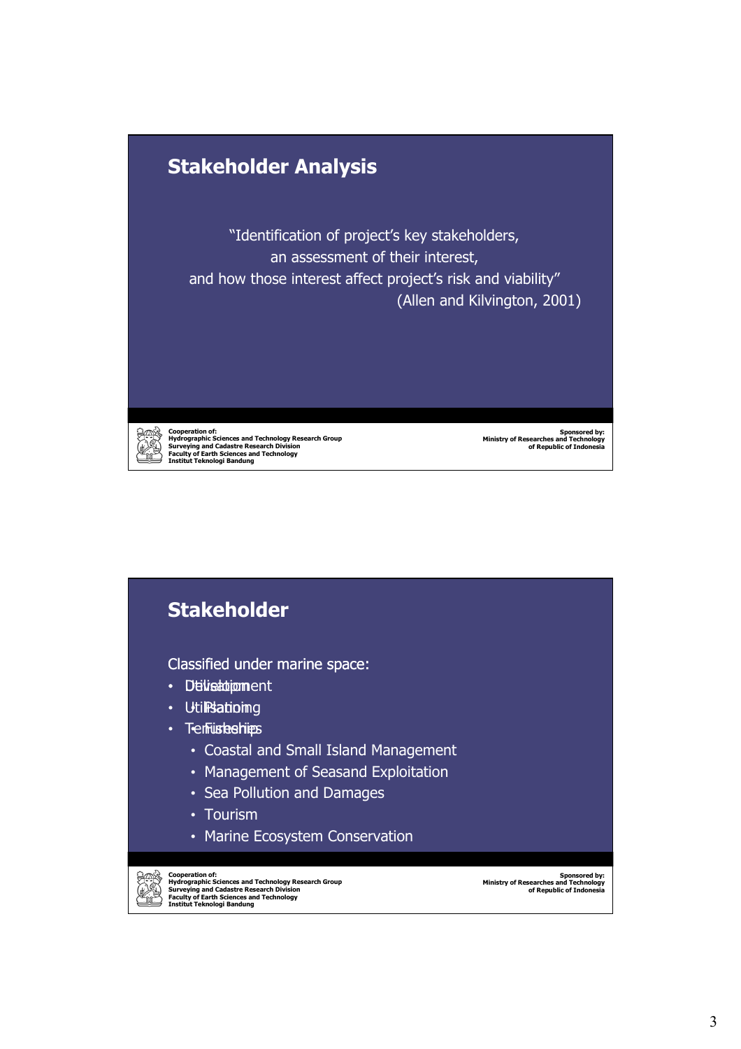## Stakeholder Analysis

"Identification of project's key stakeholders,
an assessment of their interest,
and how those interest affect project's risk and viability"
(Allen and Kilvington, 2001)

## Stakeholder

Classified under marine space:

- Delimitation / Development
- Utilisation / Planning
- Tenureship / Fisheries
  - Coastal and Small Island Management
  - Management of Seasand Exploitation
  - Sea Pollution and Damages
  - Tourism
  - Marine Ecosystem Conservation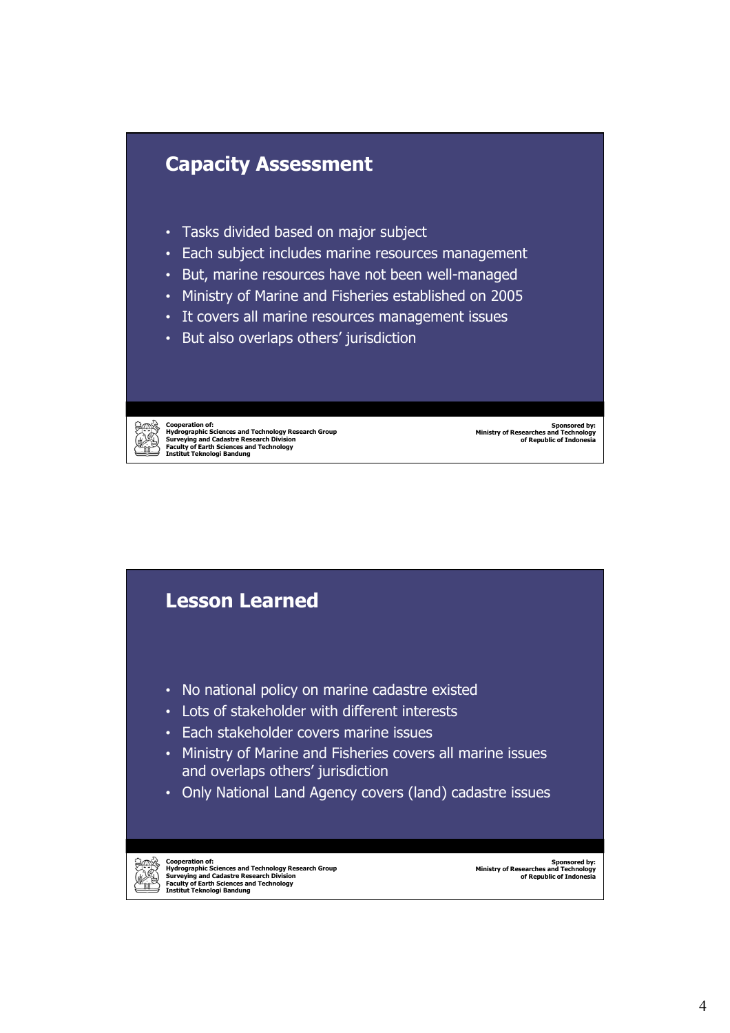## Capacity Assessment

- Tasks divided based on major subject
- Each subject includes marine resources management
- But, marine resources have not been well-managed
- Ministry of Marine and Fisheries established on 2005
- It covers all marine resources management issues
- But also overlaps others' jurisdiction

Cooperation of:
Hydrographic Sciences and Technology Research Group
Surveying and Cadastre Research Division
Faculty of Earth Sciences and Technology
Institut Teknologi Bandung

Sponsored by:
Ministry of Researches and Technology
of Republic of Indonesia

## Lesson Learned

- No national policy on marine cadastre existed
- Lots of stakeholder with different interests
- Each stakeholder covers marine issues
- Ministry of Marine and Fisheries covers all marine issues and overlaps others' jurisdiction
- Only National Land Agency covers (land) cadastre issues

Cooperation of:
Hydrographic Sciences and Technology Research Group
Surveying and Cadastre Research Division
Faculty of Earth Sciences and Technology
Institut Teknologi Bandung

Sponsored by:
Ministry of Researches and Technology
of Republic of Indonesia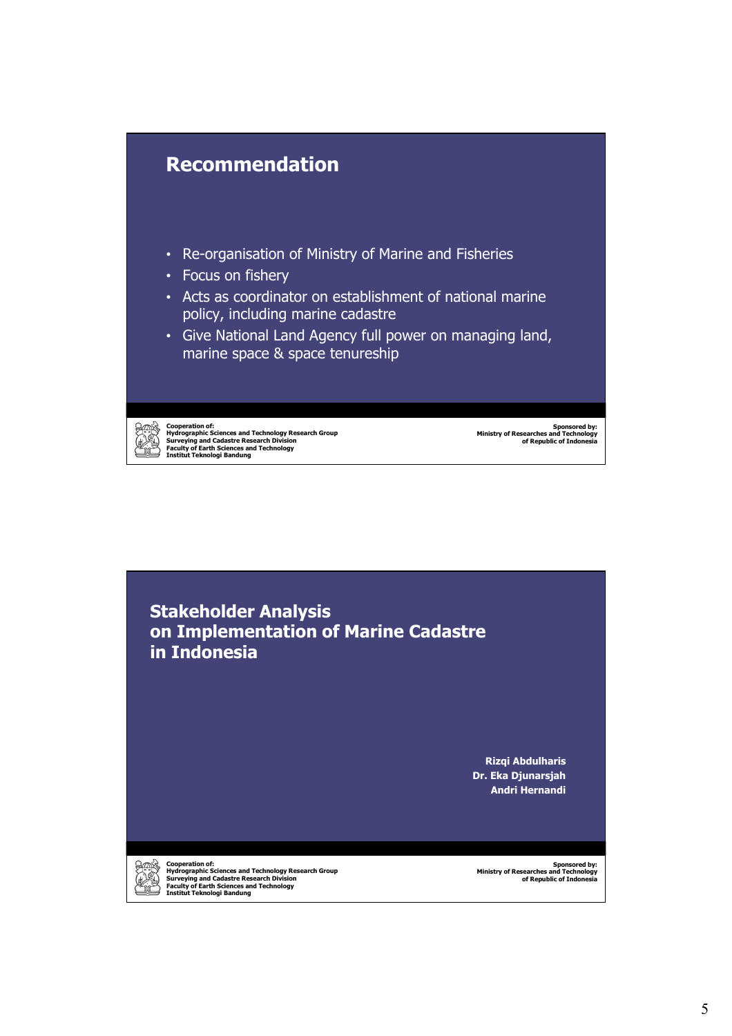## Recommendation

- Re-organisation of Ministry of Marine and Fisheries
- Focus on fishery
- Acts as coordinator on establishment of national marine policy, including marine cadastre
- Give National Land Agency full power on managing land, marine space & space tenureship

**Cooperation of:**
**Hydrographic Sciences and Technology Research Group**
**Surveying and Cadastre Research Division**
**Faculty of Earth Sciences and Technology**
**Institut Teknologi Bandung**

**Sponsored by:**
**Ministry of Researches and Technology**
**of Republic of Indonesia**

## Stakeholder Analysis on Implementation of Marine Cadastre in Indonesia

**Rizqi Abdulharis**
**Dr. Eka Djunarsjah**
**Andri Hernandi**

**Cooperation of:**
**Hydrographic Sciences and Technology Research Group**
**Surveying and Cadastre Research Division**
**Faculty of Earth Sciences and Technology**
**Institut Teknologi Bandung**

**Sponsored by:**
**Ministry of Researches and Technology**
**of Republic of Indonesia**